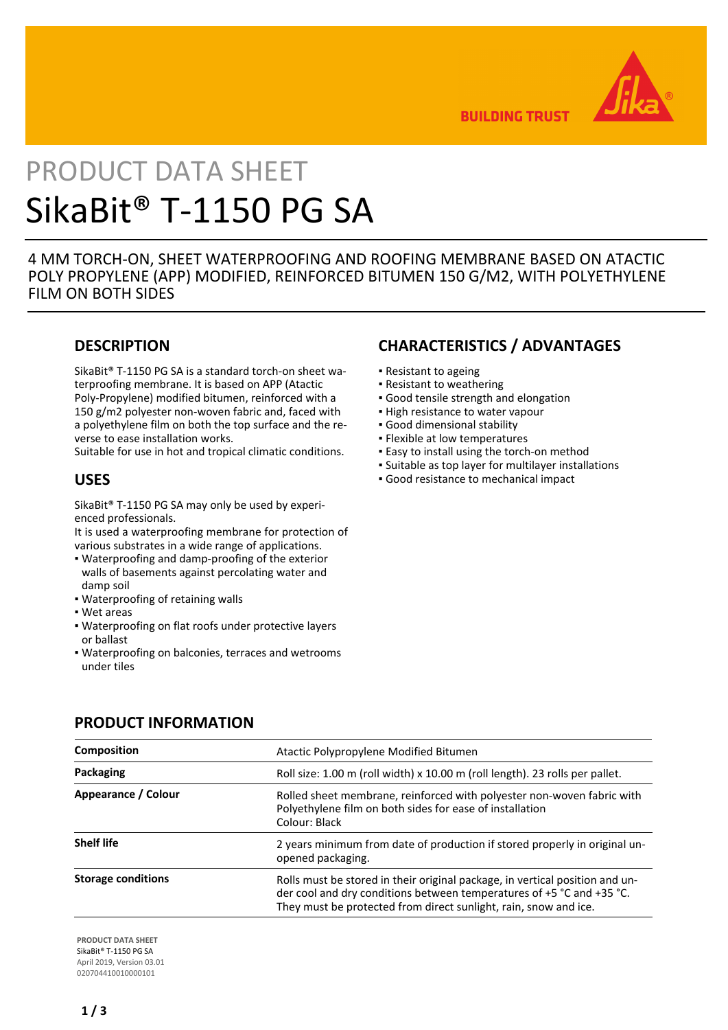BUILDING TRUST

# PRODUCT DATA SHEET

# SikaBit® T-1150 PG SA

4 MM TORCH-ON, SHEET WATERPROOFING AND ROOFING MEMBRANE BASED ON ATACTIC POLY PROPYLENE (APP) MODIFIED, REINFORCED BITUMEN 150 G/M2, WITH POLYETHYLENE FILM ON BOTH SIDES

## DESCRIPTION

SikaBit® T-1150 PG SA is a standard torch-on sheet waterproofing membrane. It is based on APP (Atactic Poly-Propylene) modified bitumen, reinforced with a 150 g/m2 polyester non-woven fabric and, faced with a polyethylene film on both the top surface and the reverse to ease installation works.
Suitable for use in hot and tropical climatic conditions.

## USES

SikaBit® T-1150 PG SA may only be used by experienced professionals.
It is used a waterproofing membrane for protection of various substrates in a wide range of applications.

- Waterproofing and damp-proofing of the exterior walls of basements against percolating water and damp soil
- Waterproofing of retaining walls
- Wet areas
- Waterproofing on flat roofs under protective layers or ballast
- Waterproofing on balconies, terraces and wetrooms under tiles

## CHARACTERISTICS / ADVANTAGES

- Resistant to ageing
- Resistant to weathering
- Good tensile strength and elongation
- High resistance to water vapour
- Good dimensional stability
- Flexible at low temperatures
- Easy to install using the torch-on method
- Suitable as top layer for multilayer installations
- Good resistance to mechanical impact

## PRODUCT INFORMATION

| | |
|---|---|
| **Composition** | Atactic Polypropylene Modified Bitumen |
| **Packaging** | Roll size: 1.00 m (roll width) x 10.00 m (roll length). 23 rolls per pallet. |
| **Appearance / Colour** | Rolled sheet membrane, reinforced with polyester non-woven fabric with Polyethylene film on both sides for ease of installation<br>Colour: Black |
| **Shelf life** | 2 years minimum from date of production if stored properly in original unopened packaging. |
| **Storage conditions** | Rolls must be stored in their original package, in vertical position and under cool and dry conditions between temperatures of +5 °C and +35 °C. They must be protected from direct sunlight, rain, snow and ice. |

**PRODUCT DATA SHEET**
SikaBit® T-1150 PG SA
April 2019, Version 03.01
020704410010000101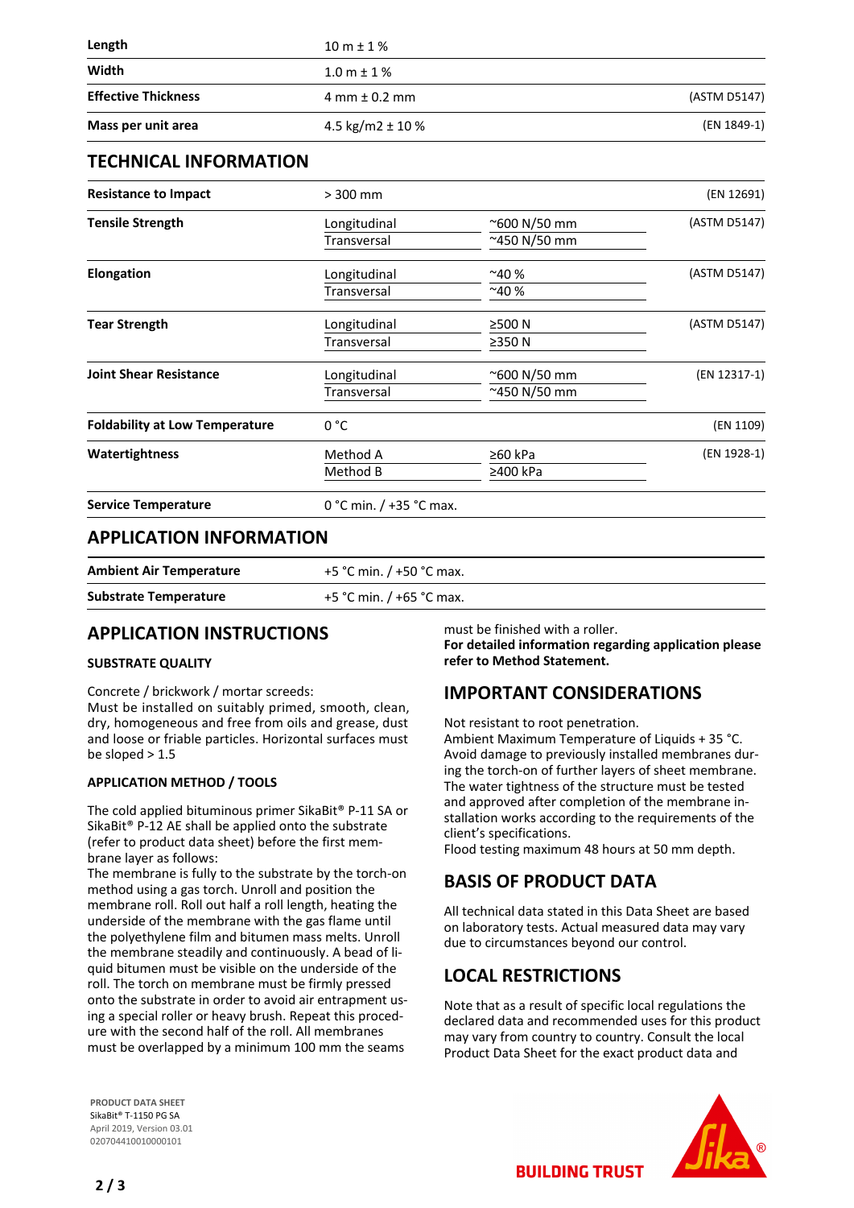| | | | |
|---|---|---|---|
| **Length** | 10 m ± 1 % | | |
| **Width** | 1.0 m ± 1 % | | |
| **Effective Thickness** | 4 mm ± 0.2 mm | | (ASTM D5147) |
| **Mass per unit area** | 4.5 kg/m2 ± 10 % | | (EN 1849-1) |

## TECHNICAL INFORMATION

| | | | |
|---|---|---|---|
| **Resistance to Impact** | > 300 mm | | (EN 12691) |
| **Tensile Strength** | Longitudinal | ~600 N/50 mm | (ASTM D5147) |
| | Transversal | ~450 N/50 mm | |
| **Elongation** | Longitudinal | ~40 % | (ASTM D5147) |
| | Transversal | ~40 % | |
| **Tear Strength** | Longitudinal | ≥500 N | (ASTM D5147) |
| | Transversal | ≥350 N | |
| **Joint Shear Resistance** | Longitudinal | ~600 N/50 mm | (EN 12317-1) |
| | Transversal | ~450 N/50 mm | |
| **Foldability at Low Temperature** | 0 °C | | (EN 1109) |
| **Watertightness** | Method A | ≥60 kPa | (EN 1928-1) |
| | Method B | ≥400 kPa | |
| **Service Temperature** | 0 °C min. / +35 °C max. | | |

## APPLICATION INFORMATION

| | |
|---|---|
| **Ambient Air Temperature** | +5 °C min. / +50 °C max. |
| **Substrate Temperature** | +5 °C min. / +65 °C max. |

## APPLICATION INSTRUCTIONS

### SUBSTRATE QUALITY

Concrete / brickwork / mortar screeds:
Must be installed on suitably primed, smooth, clean, dry, homogeneous and free from oils and grease, dust and loose or friable particles. Horizontal surfaces must be sloped > 1.5

### APPLICATION METHOD / TOOLS

The cold applied bituminous primer SikaBit® P-11 SA or SikaBit® P-12 AE shall be applied onto the substrate (refer to product data sheet) before the first membrane layer as follows:
The membrane is fully to the substrate by the torch-on method using a gas torch. Unroll and position the membrane roll. Roll out half a roll length, heating the underside of the membrane with the gas flame until the polyethylene film and bitumen mass melts. Unroll the membrane steadily and continuously. A bead of liquid bitumen must be visible on the underside of the roll. The torch on membrane must be firmly pressed onto the substrate in order to avoid air entrapment using a special roller or heavy brush. Repeat this procedure with the second half of the roll. All membranes must be overlapped by a minimum 100 mm the seams must be finished with a roller.
**For detailed information regarding application please refer to Method Statement.**

## IMPORTANT CONSIDERATIONS

Not resistant to root penetration.
Ambient Maximum Temperature of Liquids + 35 °C.
Avoid damage to previously installed membranes during the torch-on of further layers of sheet membrane.
The water tightness of the structure must be tested and approved after completion of the membrane installation works according to the requirements of the client's specifications.
Flood testing maximum 48 hours at 50 mm depth.

## BASIS OF PRODUCT DATA

All technical data stated in this Data Sheet are based on laboratory tests. Actual measured data may vary due to circumstances beyond our control.

## LOCAL RESTRICTIONS

Note that as a result of specific local regulations the declared data and recommended uses for this product may vary from country to country. Consult the local Product Data Sheet for the exact product data and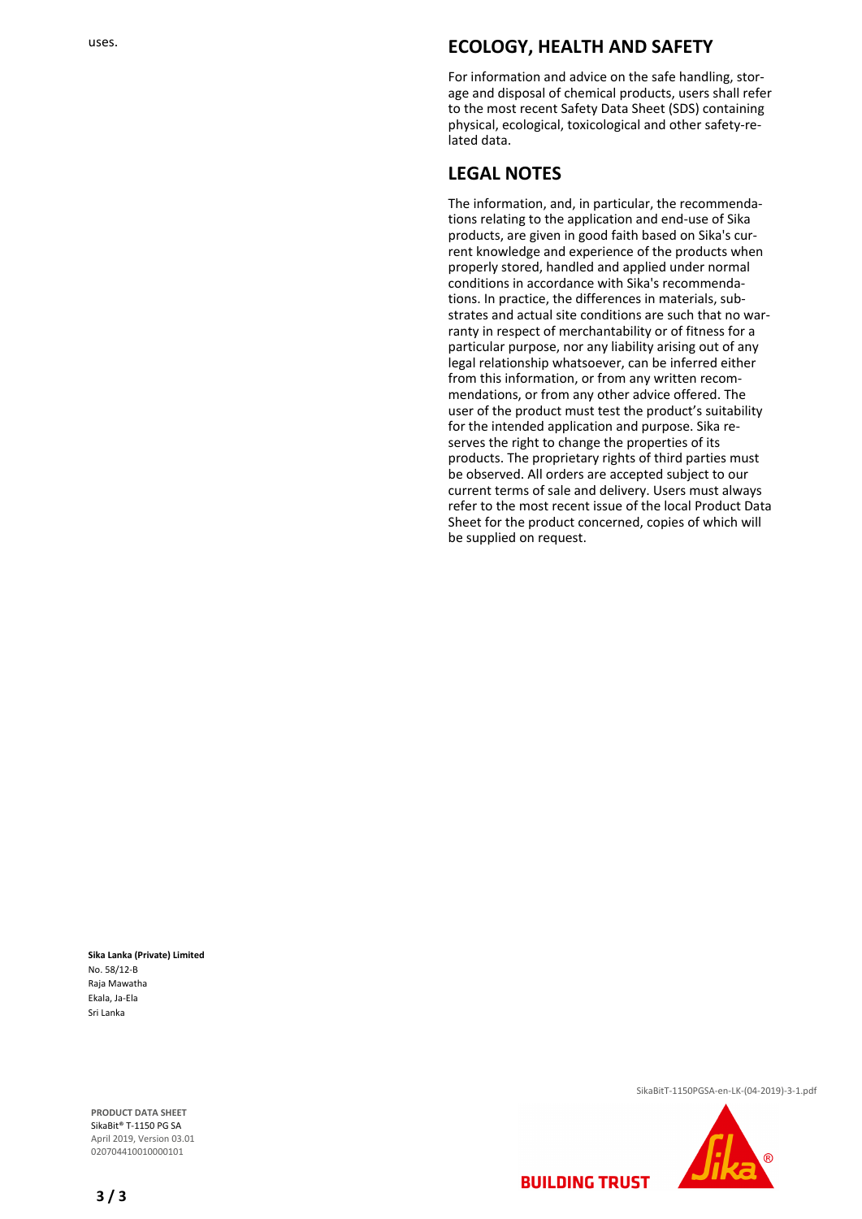uses.

## ECOLOGY, HEALTH AND SAFETY

For information and advice on the safe handling, storage and disposal of chemical products, users shall refer to the most recent Safety Data Sheet (SDS) containing physical, ecological, toxicological and other safety-related data.

## LEGAL NOTES

The information, and, in particular, the recommendations relating to the application and end-use of Sika products, are given in good faith based on Sika's current knowledge and experience of the products when properly stored, handled and applied under normal conditions in accordance with Sika's recommendations. In practice, the differences in materials, substrates and actual site conditions are such that no warranty in respect of merchantability or of fitness for a particular purpose, nor any liability arising out of any legal relationship whatsoever, can be inferred either from this information, or from any written recommendations, or from any other advice offered. The user of the product must test the product's suitability for the intended application and purpose. Sika reserves the right to change the properties of its products. The proprietary rights of third parties must be observed. All orders are accepted subject to our current terms of sale and delivery. Users must always refer to the most recent issue of the local Product Data Sheet for the product concerned, copies of which will be supplied on request.

**Sika Lanka (Private) Limited**
No. 58/12-B
Raja Mawatha
Ekala, Ja-Ela
Sri Lanka

SikaBitT-1150PGSA-en-LK-(04-2019)-3-1.pdf

**PRODUCT DATA SHEET**
SikaBit® T-1150 PG SA
April 2019, Version 03.01
020704410010000101

BUILDING TRUST